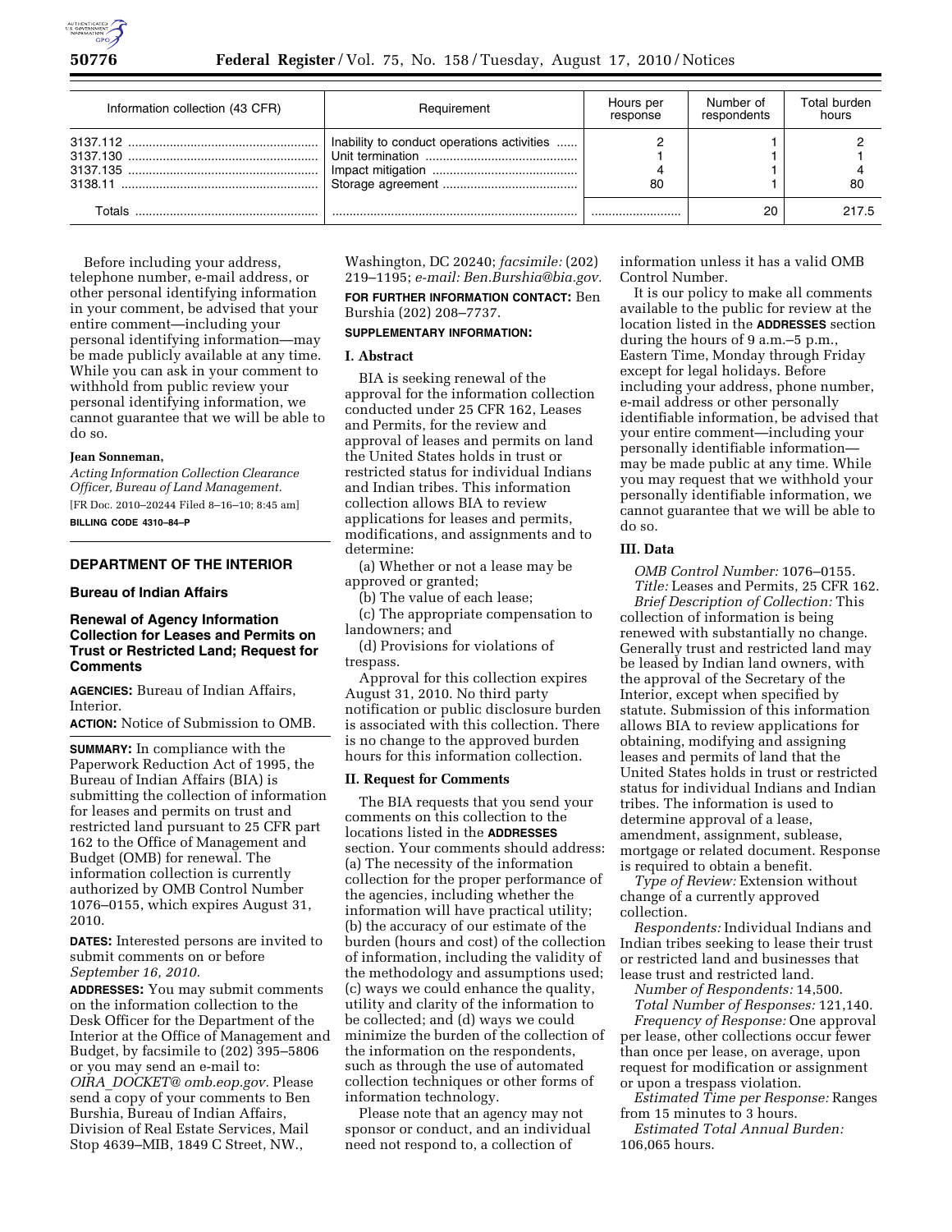| Information collection (43 CFR) | Requirement | Hours per response | Number of respondents | Total burden hours |
|---|---|---|---|---|
| 3137.112 | Inability to conduct operations activities | 2 | 1 | 2 |
| 3137.130 | Unit termination | 1 | 1 | 1 |
| 3137.135 | Impact mitigation | 4 | 1 | 4 |
| 3138.11 | Storage agreement | 80 | 1 | 80 |
| Totals | | | 20 | 217.5 |

Before including your address, telephone number, e-mail address, or other personal identifying information in your comment, be advised that your entire comment—including your personal identifying information—may be made publicly available at any time. While you can ask in your comment to withhold from public review your personal identifying information, we cannot guarantee that we will be able to do so.

**Jean Sonneman,**

*Acting Information Collection Clearance Officer, Bureau of Land Management.*

[FR Doc. 2010–20244 Filed 8–16–10; 8:45 am]

**BILLING CODE 4310–84–P**

## DEPARTMENT OF THE INTERIOR

### Bureau of Indian Affairs

### Renewal of Agency Information Collection for Leases and Permits on Trust or Restricted Land; Request for Comments

**AGENCIES:** Bureau of Indian Affairs, Interior.

**ACTION:** Notice of Submission to OMB.

**SUMMARY:** In compliance with the Paperwork Reduction Act of 1995, the Bureau of Indian Affairs (BIA) is submitting the collection of information for leases and permits on trust and restricted land pursuant to 25 CFR part 162 to the Office of Management and Budget (OMB) for renewal. The information collection is currently authorized by OMB Control Number 1076–0155, which expires August 31, 2010.

**DATES:** Interested persons are invited to submit comments on or before *September 16, 2010.*

**ADDRESSES:** You may submit comments on the information collection to the Desk Officer for the Department of the Interior at the Office of Management and Budget, by facsimile to (202) 395–5806 or you may send an e-mail to: *OIRA_DOCKET@ omb.eop.gov.* Please send a copy of your comments to Ben Burshia, Bureau of Indian Affairs, Division of Real Estate Services, Mail Stop 4639–MIB, 1849 C Street, NW., Washington, DC 20240; *facsimile:* (202) 219–1195; *e-mail: Ben.Burshia@bia.gov.*

**FOR FURTHER INFORMATION CONTACT:** Ben Burshia (202) 208–7737.

**SUPPLEMENTARY INFORMATION:**

**I. Abstract**

BIA is seeking renewal of the approval for the information collection conducted under 25 CFR 162, Leases and Permits, for the review and approval of leases and permits on land the United States holds in trust or restricted status for individual Indians and Indian tribes. This information collection allows BIA to review applications for leases and permits, modifications, and assignments and to determine:

(a) Whether or not a lease may be approved or granted;

(b) The value of each lease;

(c) The appropriate compensation to landowners; and

(d) Provisions for violations of trespass.

Approval for this collection expires August 31, 2010. No third party notification or public disclosure burden is associated with this collection. There is no change to the approved burden hours for this information collection.

**II. Request for Comments**

The BIA requests that you send your comments on this collection to the locations listed in the **ADDRESSES** section. Your comments should address: (a) The necessity of the information collection for the proper performance of the agencies, including whether the information will have practical utility; (b) the accuracy of our estimate of the burden (hours and cost) of the collection of information, including the validity of the methodology and assumptions used; (c) ways we could enhance the quality, utility and clarity of the information to be collected; and (d) ways we could minimize the burden of the collection of the information on the respondents, such as through the use of automated collection techniques or other forms of information technology.

Please note that an agency may not sponsor or conduct, and an individual need not respond to, a collection of information unless it has a valid OMB Control Number.

It is our policy to make all comments available to the public for review at the location listed in the **ADDRESSES** section during the hours of 9 a.m.–5 p.m., Eastern Time, Monday through Friday except for legal holidays. Before including your address, phone number, e-mail address or other personally identifiable information, be advised that your entire comment—including your personally identifiable information—may be made public at any time. While you may request that we withhold your personally identifiable information, we cannot guarantee that we will be able to do so.

**III. Data**

*OMB Control Number:* 1076–0155.

*Title:* Leases and Permits, 25 CFR 162.

*Brief Description of Collection:* This collection of information is being renewed with substantially no change. Generally trust and restricted land may be leased by Indian land owners, with the approval of the Secretary of the Interior, except when specified by statute. Submission of this information allows BIA to review applications for obtaining, modifying and assigning leases and permits of land that the United States holds in trust or restricted status for individual Indians and Indian tribes. The information is used to determine approval of a lease, amendment, assignment, sublease, mortgage or related document. Response is required to obtain a benefit.

*Type of Review:* Extension without change of a currently approved collection.

*Respondents:* Individual Indians and Indian tribes seeking to lease their trust or restricted land and businesses that lease trust and restricted land.

*Number of Respondents:* 14,500.

*Total Number of Responses:* 121,140.

*Frequency of Response:* One approval per lease, other collections occur fewer than once per lease, on average, upon request for modification or assignment or upon a trespass violation.

*Estimated Time per Response:* Ranges from 15 minutes to 3 hours.

*Estimated Total Annual Burden:* 106,065 hours.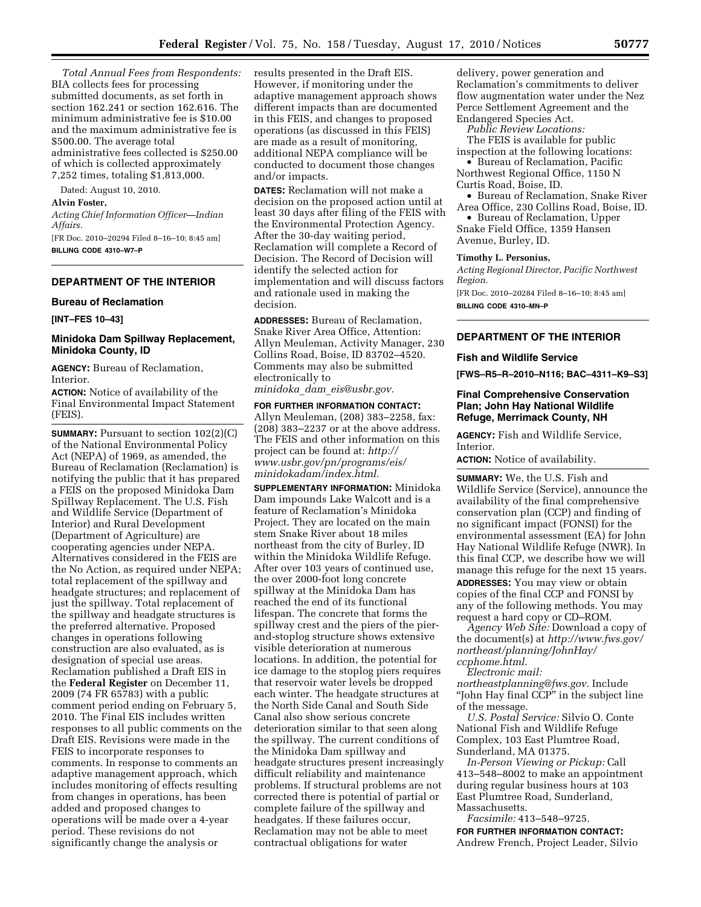*Total Annual Fees from Respondents:* BIA collects fees for processing submitted documents, as set forth in section 162.241 or section 162.616. The minimum administrative fee is $10.00 and the maximum administrative fee is $500.00. The average total administrative fees collected is $250.00 of which is collected approximately 7,252 times, totaling $1,813,000.

Dated: August 10, 2010.

**Alvin Foster,**

*Acting Chief Information Officer—Indian Affairs.*

[FR Doc. 2010–20294 Filed 8–16–10; 8:45 am]

**BILLING CODE 4310–W7–P**

## DEPARTMENT OF THE INTERIOR

### Bureau of Reclamation

**[INT–FES 10–43]**

### Minidoka Dam Spillway Replacement, Minidoka County, ID

**AGENCY:** Bureau of Reclamation, Interior.

**ACTION:** Notice of availability of the Final Environmental Impact Statement (FEIS).

**SUMMARY:** Pursuant to section 102(2)(C) of the National Environmental Policy Act (NEPA) of 1969, as amended, the Bureau of Reclamation (Reclamation) is notifying the public that it has prepared a FEIS on the proposed Minidoka Dam Spillway Replacement. The U.S. Fish and Wildlife Service (Department of Interior) and Rural Development (Department of Agriculture) are cooperating agencies under NEPA. Alternatives considered in the FEIS are the No Action, as required under NEPA; total replacement of the spillway and headgate structures; and replacement of just the spillway. Total replacement of the spillway and headgate structures is the preferred alternative. Proposed changes in operations following construction are also evaluated, as is designation of special use areas. Reclamation published a Draft EIS in the **Federal Register** on December 11, 2009 (74 FR 65783) with a public comment period ending on February 5, 2010. The Final EIS includes written responses to all public comments on the Draft EIS. Revisions were made in the FEIS to incorporate responses to comments. In response to comments an adaptive management approach, which includes monitoring of effects resulting from changes in operations, has been added and proposed changes to operations will be made over a 4-year period. These revisions do not significantly change the analysis or results presented in the Draft EIS. However, if monitoring under the adaptive management approach shows different impacts than are documented in this FEIS, and changes to proposed operations (as discussed in this FEIS) are made as a result of monitoring, additional NEPA compliance will be conducted to document those changes and/or impacts.

**DATES:** Reclamation will not make a decision on the proposed action until at least 30 days after filing of the FEIS with the Environmental Protection Agency. After the 30-day waiting period, Reclamation will complete a Record of Decision. The Record of Decision will identify the selected action for implementation and will discuss factors and rationale used in making the decision.

**ADDRESSES:** Bureau of Reclamation, Snake River Area Office, Attention: Allyn Meuleman, Activity Manager, 230 Collins Road, Boise, ID 83702–4520. Comments may also be submitted electronically to *minidoka_dam_eis@usbr.gov.*

**FOR FURTHER INFORMATION CONTACT:** Allyn Meuleman, (208) 383–2258, fax: (208) 383–2237 or at the above address. The FEIS and other information on this project can be found at: *http://www.usbr.gov/pn/programs/eis/minidokadam/index.html.*

**SUPPLEMENTARY INFORMATION:** Minidoka Dam impounds Lake Walcott and is a feature of Reclamation's Minidoka Project. They are located on the main stem Snake River about 18 miles northeast from the city of Burley, ID within the Minidoka Wildlife Refuge. After over 103 years of continued use, the over 2000-foot long concrete spillway at the Minidoka Dam has reached the end of its functional lifespan. The concrete that forms the spillway crest and the piers of the pier-and-stoplog structure shows extensive visible deterioration at numerous locations. In addition, the potential for ice damage to the stoplog piers requires that reservoir water levels be dropped each winter. The headgate structures at the North Side Canal and South Side Canal also show serious concrete deterioration similar to that seen along the spillway. The current conditions of the Minidoka Dam spillway and headgate structures present increasingly difficult reliability and maintenance problems. If structural problems are not corrected there is potential of partial or complete failure of the spillway and headgates. If these failures occur, Reclamation may not be able to meet contractual obligations for water delivery, power generation and Reclamation's commitments to deliver flow augmentation water under the Nez Perce Settlement Agreement and the Endangered Species Act.

*Public Review Locations:*

The FEIS is available for public inspection at the following locations:

- Bureau of Reclamation, Pacific Northwest Regional Office, 1150 N Curtis Road, Boise, ID.
- Bureau of Reclamation, Snake River Area Office, 230 Collins Road, Boise, ID.
- Bureau of Reclamation, Upper Snake Field Office, 1359 Hansen Avenue, Burley, ID.

**Timothy L. Personius,**

*Acting Regional Director, Pacific Northwest Region.*

[FR Doc. 2010–20284 Filed 8–16–10; 8:45 am]

**BILLING CODE 4310–MN–P**

## DEPARTMENT OF THE INTERIOR

### Fish and Wildlife Service

**[FWS–R5–R–2010–N116; BAC–4311–K9–S3]**

### Final Comprehensive Conservation Plan; John Hay National Wildlife Refuge, Merrimack County, NH

**AGENCY:** Fish and Wildlife Service, Interior.

**ACTION:** Notice of availability.

**SUMMARY:** We, the U.S. Fish and Wildlife Service (Service), announce the availability of the final comprehensive conservation plan (CCP) and finding of no significant impact (FONSI) for the environmental assessment (EA) for John Hay National Wildlife Refuge (NWR). In this final CCP, we describe how we will manage this refuge for the next 15 years.

**ADDRESSES:** You may view or obtain copies of the final CCP and FONSI by any of the following methods. You may request a hard copy or CD–ROM.

*Agency Web Site:* Download a copy of the document(s) at *http://www.fws.gov/northeast/planning/JohnHay/ccphome.html.*

*Electronic mail: northeastplanning@fws.gov.* Include "John Hay final CCP" in the subject line of the message.

*U.S. Postal Service:* Silvio O. Conte National Fish and Wildlife Refuge Complex, 103 East Plumtree Road, Sunderland, MA 01375.

*In-Person Viewing or Pickup:* Call 413–548–8002 to make an appointment during regular business hours at 103 East Plumtree Road, Sunderland, Massachusetts.

*Facsimile:* 413–548–9725.

**FOR FURTHER INFORMATION CONTACT:** Andrew French, Project Leader, Silvio